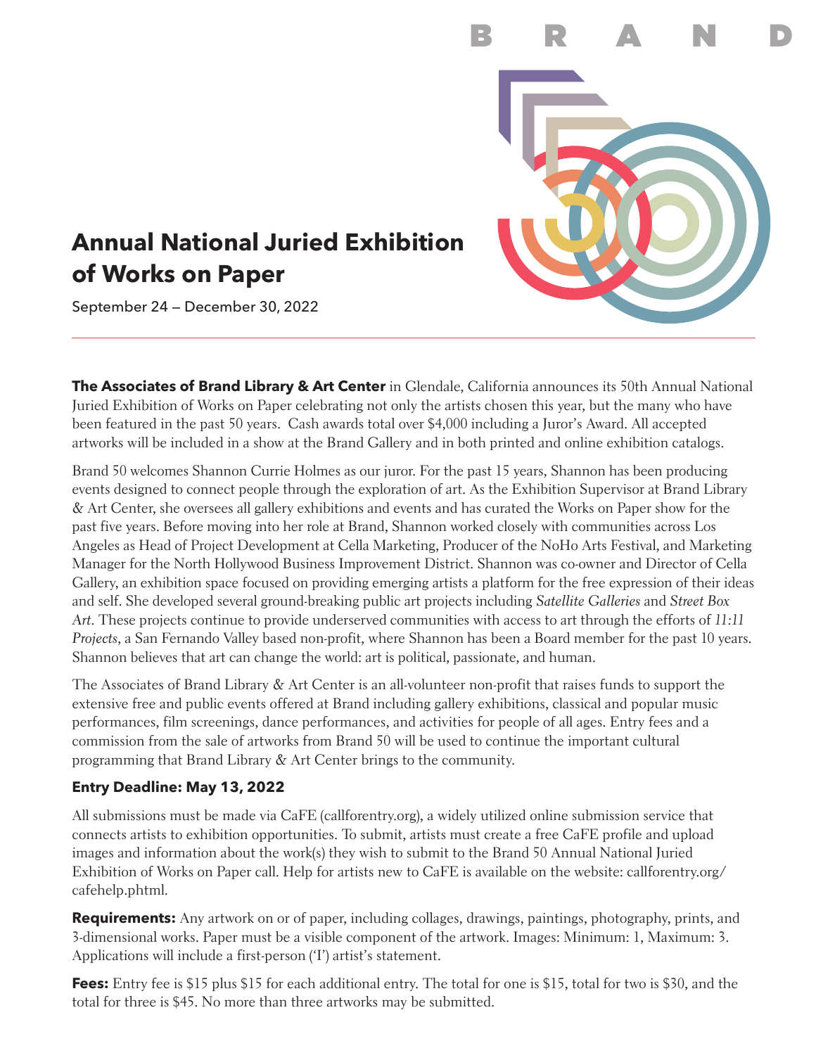# Annual National Juried Exhibition of Works on Paper

September 24 — December 30, 2022

**The Associates of Brand Library & Art Center** in Glendale, California announces its 50th Annual National Juried Exhibition of Works on Paper celebrating not only the artists chosen this year, but the many who have been featured in the past 50 years. Cash awards total over $4,000 including a Juror's Award. All accepted artworks will be included in a show at the Brand Gallery and in both printed and online exhibition catalogs.

Brand 50 welcomes Shannon Currie Holmes as our juror. For the past 15 years, Shannon has been producing events designed to connect people through the exploration of art. As the Exhibition Supervisor at Brand Library & Art Center, she oversees all gallery exhibitions and events and has curated the Works on Paper show for the past five years. Before moving into her role at Brand, Shannon worked closely with communities across Los Angeles as Head of Project Development at Cella Marketing, Producer of the NoHo Arts Festival, and Marketing Manager for the North Hollywood Business Improvement District. Shannon was co-owner and Director of Cella Gallery, an exhibition space focused on providing emerging artists a platform for the free expression of their ideas and self. She developed several ground-breaking public art projects including *Satellite Galleries* and *Street Box Art*. These projects continue to provide underserved communities with access to art through the efforts of *11:11 Projects*, a San Fernando Valley based non-profit, where Shannon has been a Board member for the past 10 years. Shannon believes that art can change the world: art is political, passionate, and human.

The Associates of Brand Library & Art Center is an all-volunteer non-profit that raises funds to support the extensive free and public events offered at Brand including gallery exhibitions, classical and popular music performances, film screenings, dance performances, and activities for people of all ages. Entry fees and a commission from the sale of artworks from Brand 50 will be used to continue the important cultural programming that Brand Library & Art Center brings to the community.

**Entry Deadline: May 13, 2022**

All submissions must be made via CaFE (callforentry.org), a widely utilized online submission service that connects artists to exhibition opportunities. To submit, artists must create a free CaFE profile and upload images and information about the work(s) they wish to submit to the Brand 50 Annual National Juried Exhibition of Works on Paper call. Help for artists new to CaFE is available on the website: callforentry.org/cafehelp.phtml.

**Requirements:** Any artwork on or of paper, including collages, drawings, paintings, photography, prints, and 3-dimensional works. Paper must be a visible component of the artwork. Images: Minimum: 1, Maximum: 3. Applications will include a first-person ('I') artist's statement.

**Fees:** Entry fee is $15 plus $15 for each additional entry. The total for one is $15, total for two is $30, and the total for three is $45. No more than three artworks may be submitted.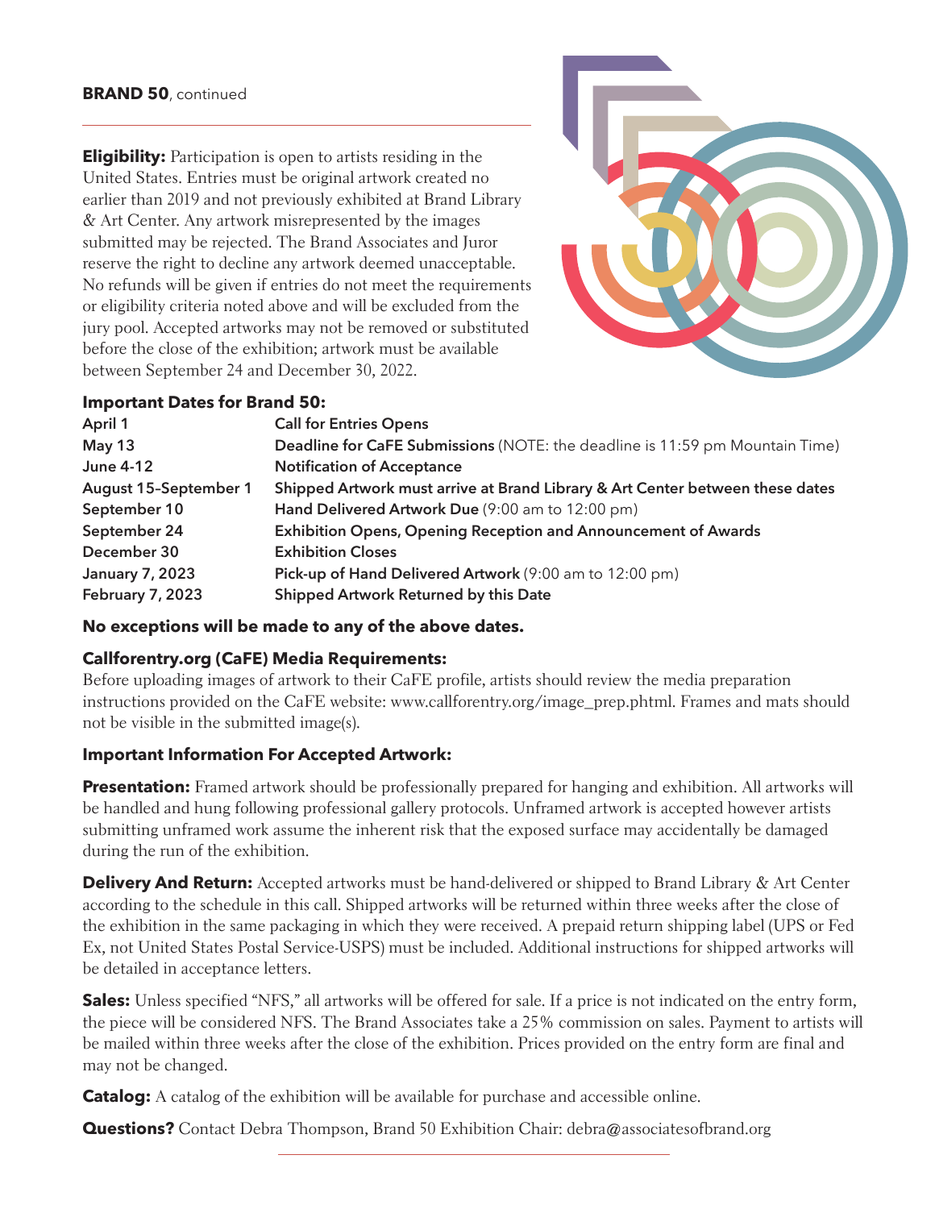**BRAND 50**, continued

**Eligibility:** Participation is open to artists residing in the United States. Entries must be original artwork created no earlier than 2019 and not previously exhibited at Brand Library & Art Center. Any artwork misrepresented by the images submitted may be rejected. The Brand Associates and Juror reserve the right to decline any artwork deemed unacceptable. No refunds will be given if entries do not meet the requirements or eligibility criteria noted above and will be excluded from the jury pool. Accepted artworks may not be removed or substituted before the close of the exhibition; artwork must be available between September 24 and December 30, 2022.

### Important Dates for Brand 50:

| | |
|---|---|
| April 1 | **Call for Entries Opens** |
| May 13 | **Deadline for CaFE Submissions** (NOTE: the deadline is 11:59 pm Mountain Time) |
| June 4-12 | **Notification of Acceptance** |
| August 15–September 1 | **Shipped Artwork must arrive at Brand Library & Art Center between these dates** |
| September 10 | **Hand Delivered Artwork Due** (9:00 am to 12:00 pm) |
| September 24 | **Exhibition Opens, Opening Reception and Announcement of Awards** |
| December 30 | **Exhibition Closes** |
| January 7, 2023 | **Pick-up of Hand Delivered Artwork** (9:00 am to 12:00 pm) |
| February 7, 2023 | **Shipped Artwork Returned by this Date** |

**No exceptions will be made to any of the above dates.**

### Callforentry.org (CaFE) Media Requirements:

Before uploading images of artwork to their CaFE profile, artists should review the media preparation instructions provided on the CaFE website: www.callforentry.org/image_prep.phtml. Frames and mats should not be visible in the submitted image(s).

### Important Information For Accepted Artwork:

**Presentation:** Framed artwork should be professionally prepared for hanging and exhibition. All artworks will be handled and hung following professional gallery protocols. Unframed artwork is accepted however artists submitting unframed work assume the inherent risk that the exposed surface may accidentally be damaged during the run of the exhibition.

**Delivery And Return:** Accepted artworks must be hand-delivered or shipped to Brand Library & Art Center according to the schedule in this call. Shipped artworks will be returned within three weeks after the close of the exhibition in the same packaging in which they were received. A prepaid return shipping label (UPS or Fed Ex, not United States Postal Service-USPS) must be included. Additional instructions for shipped artworks will be detailed in acceptance letters.

**Sales:** Unless specified "NFS," all artworks will be offered for sale. If a price is not indicated on the entry form, the piece will be considered NFS. The Brand Associates take a 25% commission on sales. Payment to artists will be mailed within three weeks after the close of the exhibition. Prices provided on the entry form are final and may not be changed.

**Catalog:** A catalog of the exhibition will be available for purchase and accessible online.

**Questions?** Contact Debra Thompson, Brand 50 Exhibition Chair: debra@associatesofbrand.org